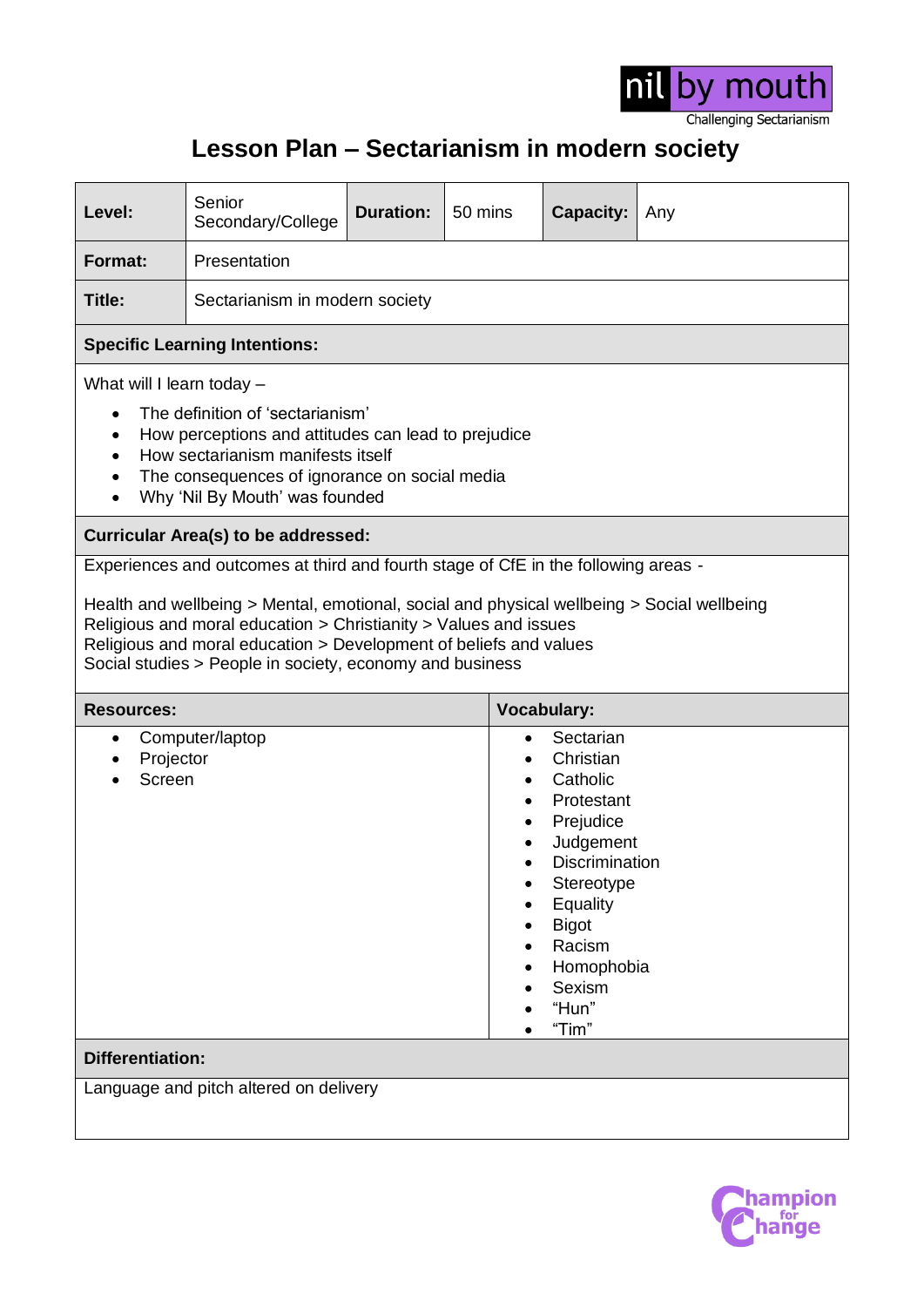nil by mouth

Challenging Sectarianism

# Lesson Plan – Sectarianism in modern society

| **Level:** | Senior Secondary/College | **Duration:** | 50 mins | **Capacity:** | Any |
|---|---|---|---|---|---|
| **Format:** | Presentation | | | | |
| **Title:** | Sectarianism in modern society | | | | |

**Specific Learning Intentions:**

What will I learn today –

- The definition of 'sectarianism'
- How perceptions and attitudes can lead to prejudice
- How sectarianism manifests itself
- The consequences of ignorance on social media
- Why 'Nil By Mouth' was founded

**Curricular Area(s) to be addressed:**

Experiences and outcomes at third and fourth stage of CfE in the following areas -

Health and wellbeing > Mental, emotional, social and physical wellbeing > Social wellbeing
Religious and moral education > Christianity > Values and issues
Religious and moral education > Development of beliefs and values
Social studies > People in society, economy and business

| **Resources:** | **Vocabulary:** |
|---|---|
| • Computer/laptop<br>• Projector<br>• Screen | • Sectarian<br>• Christian<br>• Catholic<br>• Protestant<br>• Prejudice<br>• Judgement<br>• Discrimination<br>• Stereotype<br>• Equality<br>• Bigot<br>• Racism<br>• Homophobia<br>• Sexism<br>• "Hun"<br>• "Tim" |

**Differentiation:**

Language and pitch altered on delivery

Champion for Change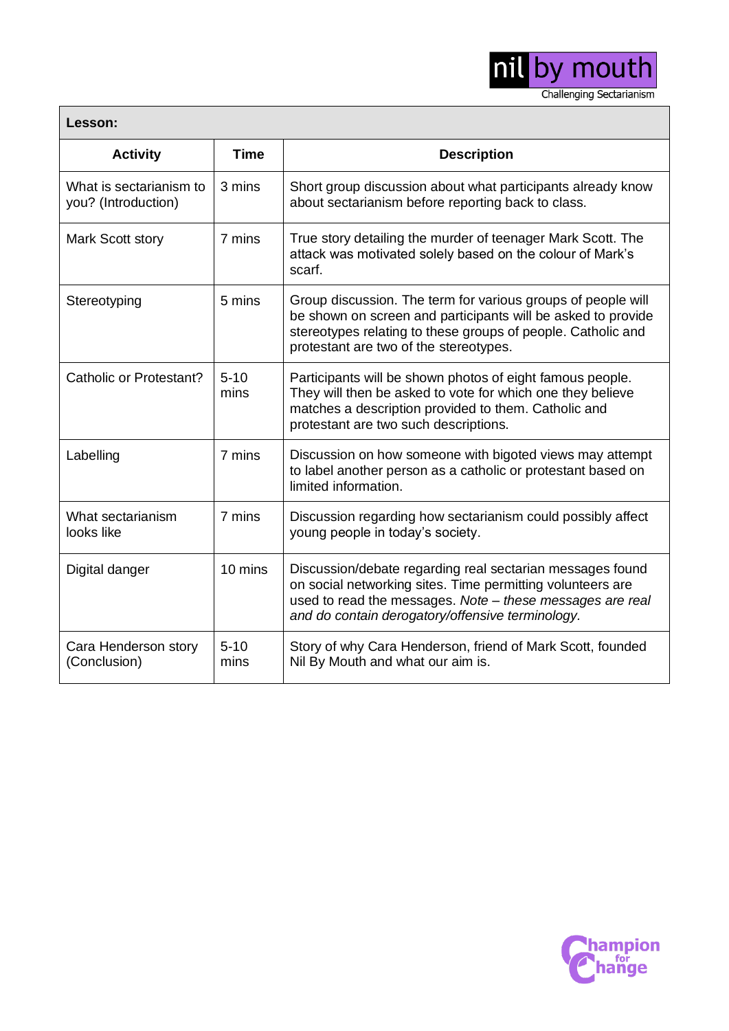nil by mouth

Challenging Sectarianism

| **Lesson:** | | |
|---|---|---|
| **Activity** | **Time** | **Description** |
| What is sectarianism to you? (Introduction) | 3 mins | Short group discussion about what participants already know about sectarianism before reporting back to class. |
| Mark Scott story | 7 mins | True story detailing the murder of teenager Mark Scott. The attack was motivated solely based on the colour of Mark's scarf. |
| Stereotyping | 5 mins | Group discussion. The term for various groups of people will be shown on screen and participants will be asked to provide stereotypes relating to these groups of people. Catholic and protestant are two of the stereotypes. |
| Catholic or Protestant? | 5-10 mins | Participants will be shown photos of eight famous people. They will then be asked to vote for which one they believe matches a description provided to them. Catholic and protestant are two such descriptions. |
| Labelling | 7 mins | Discussion on how someone with bigoted views may attempt to label another person as a catholic or protestant based on limited information. |
| What sectarianism looks like | 7 mins | Discussion regarding how sectarianism could possibly affect young people in today's society. |
| Digital danger | 10 mins | Discussion/debate regarding real sectarian messages found on social networking sites. Time permitting volunteers are used to read the messages. *Note – these messages are real and do contain derogatory/offensive terminology.* |
| Cara Henderson story (Conclusion) | 5-10 mins | Story of why Cara Henderson, friend of Mark Scott, founded Nil By Mouth and what our aim is. |

Champion for Change